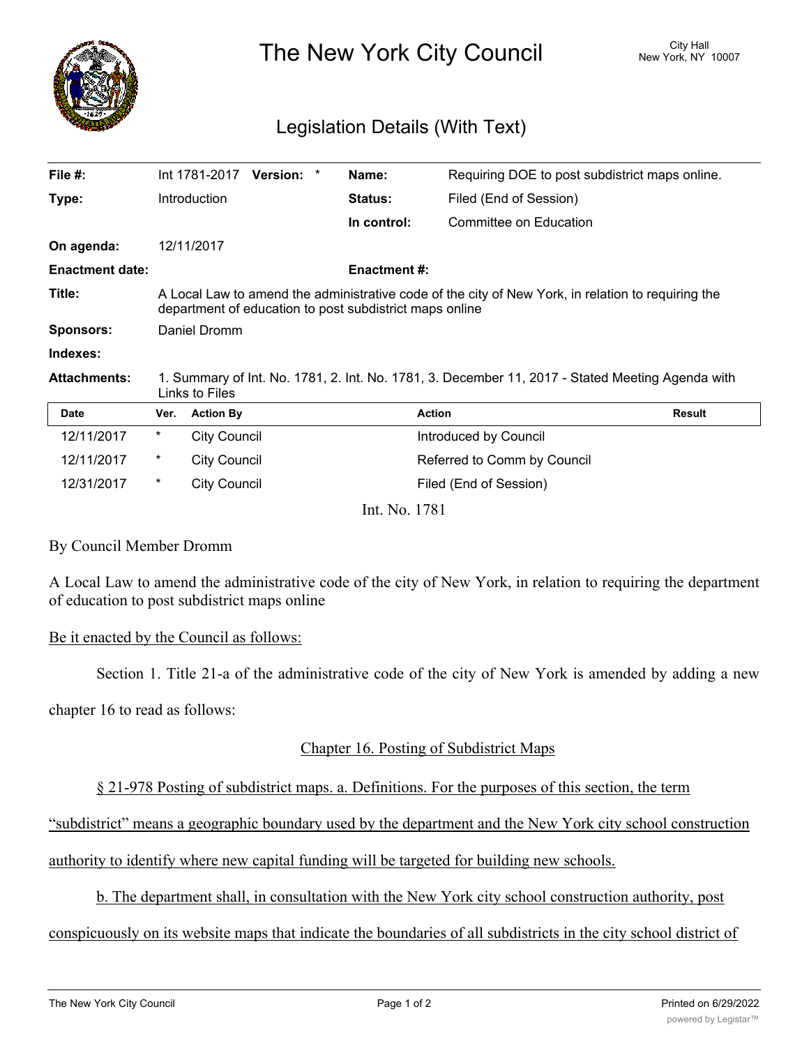# The New York City Council

City Hall
New York, NY 10007

## Legislation Details (With Text)

| | | | |
|---|---|---|---|
| **File #:** | Int 1781-2017 **Version:** * | **Name:** | Requiring DOE to post subdistrict maps online. |
| **Type:** | Introduction | **Status:** | Filed (End of Session) |
| | | **In control:** | Committee on Education |
| **On agenda:** | 12/11/2017 | | |
| **Enactment date:** | | **Enactment #:** | |
| **Title:** | A Local Law to amend the administrative code of the city of New York, in relation to requiring the department of education to post subdistrict maps online | | |
| **Sponsors:** | Daniel Dromm | | |
| **Indexes:** | | | |
| **Attachments:** | 1. Summary of Int. No. 1781, 2. Int. No. 1781, 3. December 11, 2017 - Stated Meeting Agenda with Links to Files | | |

| Date | Ver. | Action By | Action | Result |
|---|---|---|---|---|
| 12/11/2017 | * | City Council | Introduced by Council | |
| 12/11/2017 | * | City Council | Referred to Comm by Council | |
| 12/31/2017 | * | City Council | Filed (End of Session) | |

Int. No. 1781

By Council Member Dromm

A Local Law to amend the administrative code of the city of New York, in relation to requiring the department of education to post subdistrict maps online

Be it enacted by the Council as follows:

Section 1. Title 21-a of the administrative code of the city of New York is amended by adding a new chapter 16 to read as follows:

Chapter 16. Posting of Subdistrict Maps

§ 21-978 Posting of subdistrict maps. a. Definitions. For the purposes of this section, the term "subdistrict" means a geographic boundary used by the department and the New York city school construction authority to identify where new capital funding will be targeted for building new schools.

b. The department shall, in consultation with the New York city school construction authority, post conspicuously on its website maps that indicate the boundaries of all subdistricts in the city school district of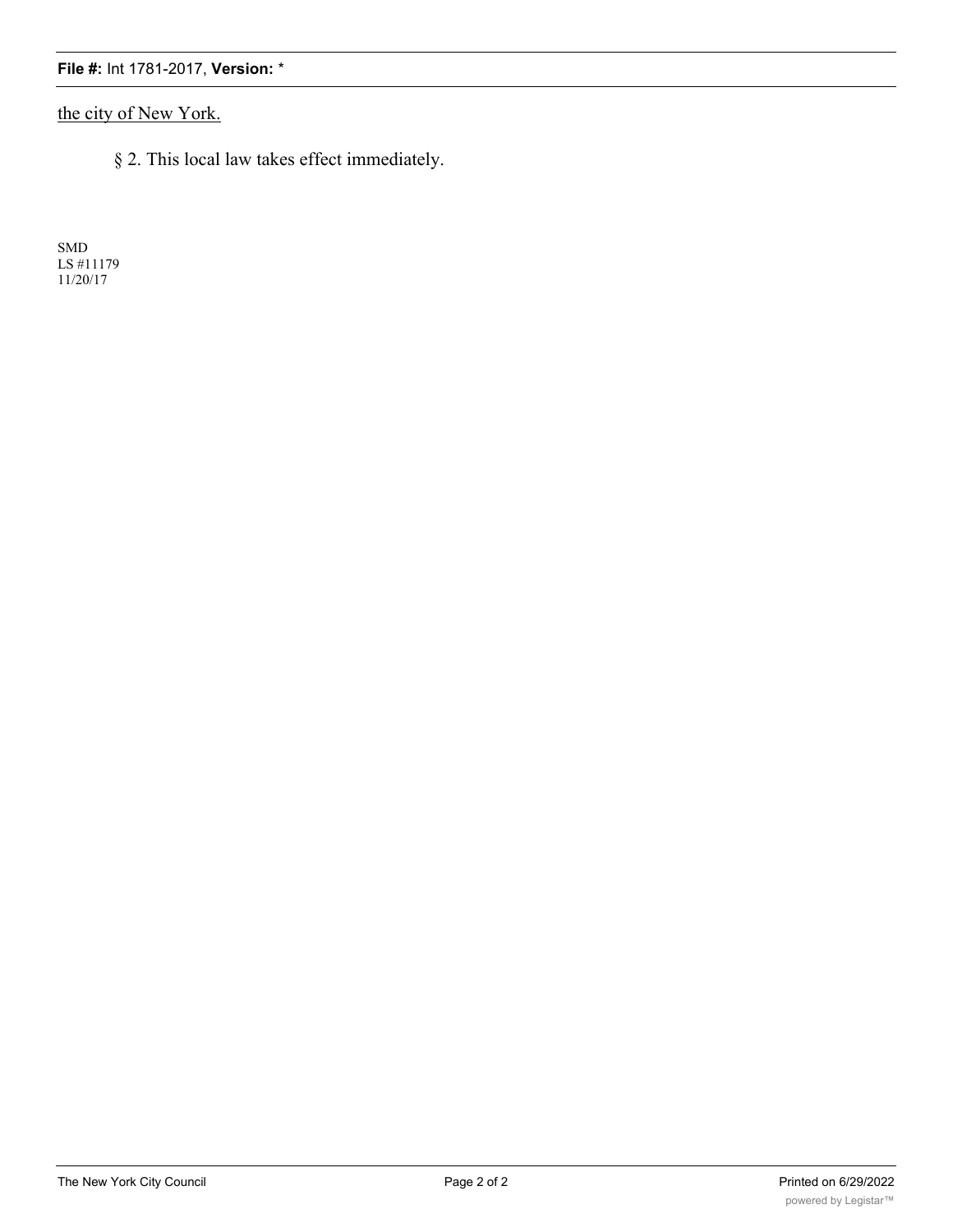the city of New York.

§ 2. This local law takes effect immediately.

SMD
LS #11179
11/20/17